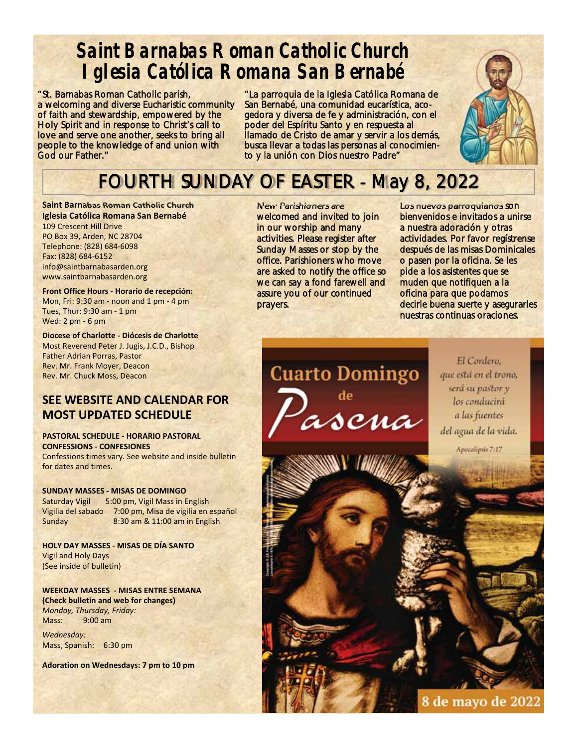# Saint Barnabas Roman Catholic Church
# Iglesia Católica Romana San Bernabé

"St. Barnabas Roman Catholic parish, a welcoming and diverse Eucharistic community of faith and stewardship, empowered by the Holy Spirit and in response to Christ's call to love and serve one another, seeks to bring all people to the knowledge of and union with God our Father."

"La parroquia de la Iglesia Católica Romana de San Bernabé, una comunidad eucarística, acogedora y diversa de fe y administración, con el poder del Espíritu Santo y en respuesta al llamado de Cristo de amar y servir a los demás, busca llevar a todas las personas al conocimiento y la unión con Dios nuestro Padre"

## FOURTH SUNDAY OF EASTER - May 8, 2022

**Saint Barnabas Roman Catholic Church**
**Iglesia Católica Romana San Bernabé**
109 Crescent Hill Drive
PO Box 39, Arden, NC 28704
Telephone: (828) 684-6098
Fax: (828) 684-6152
info@saintbarnabasarden.org
www.saintbarnabasarden.org

**Front Office Hours - Horario de recepción:**
Mon, Fri: 9:30 am - noon and 1 pm - 4 pm
Tues, Thur: 9:30 am - 1 pm
Wed: 2 pm - 6 pm

**Diocese of Charlotte - Diócesis de Charlotte**
Most Reverend Peter J. Jugis, J.C.D., Bishop
Father Adrian Porras, Pastor
Rev. Mr. Frank Moyer, Deacon
Rev. Mr. Chuck Moss, Deacon

### SEE WEBSITE AND CALENDAR FOR MOST UPDATED SCHEDULE

**PASTORAL SCHEDULE - HORARIO PASTORAL**
**CONFESSIONS - CONFESIONES**
Confessions times vary. See website and inside bulletin for dates and times.

**SUNDAY MASSES - MISAS DE DOMINGO**
Saturday Vigil 5:00 pm, Vigil Mass in English
Vigilia del sabado 7:00 pm, Misa de vigilia en español
Sunday 8:30 am & 11:00 am in English

**HOLY DAY MASSES - MISAS DE DÍA SANTO**
Vigil and Holy Days
(See inside of bulletin)

**WEEKDAY MASSES - MISAS ENTRE SEMANA**
**(Check bulletin and web for changes)**
*Monday, Thursday, Friday:*
Mass: 9:00 am

*Wednesday:*
Mass, Spanish: 6:30 pm

**Adoration on Wednesdays: 7 pm to 10 pm**

*New Parishioners are* welcomed and invited to join in our worship and many activities. Please register after Sunday Masses or stop by the office. Parishioners who move are asked to notify the office so we can say a fond farewell and assure you of our continued prayers.

*Los nuevos parroquianos* son bienvenidos e invitados a unirse a nuestra adoración y otras actividades. Por favor regístrense después de las misas Dominicales o pasen por la oficina. Se les pide a los asistentes que se muden que notifiquen a la oficina para que podamos decirle buena suerte y asegurarles nuestras continuas oraciones.

**Cuarto Domingo de Pascua**

El Cordero, que está en el trono, será su pastor y los conducirá a las fuentes del agua de la vida.

Apocalipsis 7:17

8 de mayo de 2022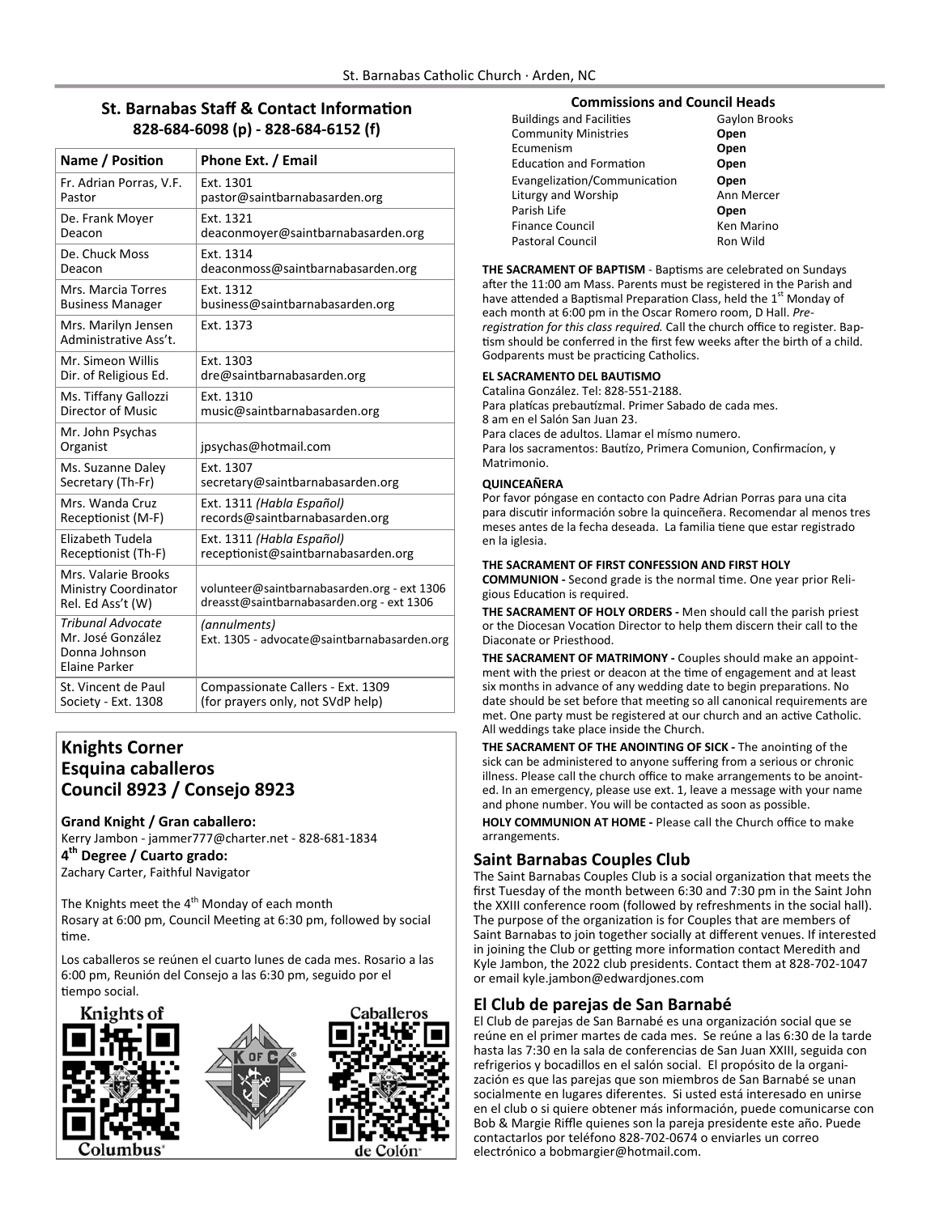## St. Barnabas Staff & Contact Information
**828-684-6098 (p) - 828-684-6152 (f)**

| Name / Position | Phone Ext. / Email |
|---|---|
| Fr. Adrian Porras, V.F. Pastor | Ext. 1301 pastor@saintbarnabasarden.org |
| De. Frank Moyer Deacon | Ext. 1321 deaconmoyer@saintbarnabasarden.org |
| De. Chuck Moss Deacon | Ext. 1314 deaconmoss@saintbarnabasarden.org |
| Mrs. Marcia Torres Business Manager | Ext. 1312 business@saintbarnabasarden.org |
| Mrs. Marilyn Jensen Administrative Ass't. | Ext. 1373 |
| Mr. Simeon Willis Dir. of Religious Ed. | Ext. 1303 dre@saintbarnabasarden.org |
| Ms. Tiffany Gallozzi Director of Music | Ext. 1310 music@saintbarnabasarden.org |
| Mr. John Psychas Organist | jpsychas@hotmail.com |
| Ms. Suzanne Daley Secretary (Th-Fr) | Ext. 1307 secretary@saintbarnabasarden.org |
| Mrs. Wanda Cruz Receptionist (M-F) | Ext. 1311 *(Habla Español)* records@saintbarnabasarden.org |
| Elizabeth Tudela Receptionist (Th-F) | Ext. 1311 *(Habla Español)* receptionist@saintbarnabasarden.org |
| Mrs. Valarie Brooks Ministry Coordinator Rel. Ed Ass't (W) | volunteer@saintbarnabasarden.org - ext 1306 dreasst@saintbarnabasarden.org - ext 1306 |
| *Tribunal Advocate* Mr. José González Donna Johnson Elaine Parker | *(annulments)* Ext. 1305 - advocate@saintbarnabasarden.org |
| St. Vincent de Paul Society - Ext. 1308 | Compassionate Callers - Ext. 1309 (for prayers only, not SVdP help) |

## Knights Corner
## Esquina caballeros
## Council 8923 / Consejo 8923

**Grand Knight / Gran caballero:**
Kerry Jambon - jammer777@charter.net - 828-681-1834
**4th Degree / Cuarto grado:**
Zachary Carter, Faithful Navigator

The Knights meet the 4th Monday of each month
Rosary at 6:00 pm, Council Meeting at 6:30 pm, followed by social time.

Los caballeros se reúnen el cuarto lunes de cada mes. Rosario a las 6:00 pm, Reunión del Consejo a las 6:30 pm, seguido por el tiempo social.

Knights of Columbus — Caballeros de Colón

### Commissions and Council Heads

| | |
|---|---|
| Buildings and Facilities | Gaylon Brooks |
| Community Ministries | **Open** |
| Ecumenism | **Open** |
| Education and Formation | **Open** |
| Evangelization/Communication | **Open** |
| Liturgy and Worship | Ann Mercer |
| Parish Life | **Open** |
| Finance Council | Ken Marino |
| Pastoral Council | Ron Wild |

**THE SACRAMENT OF BAPTISM** - Baptisms are celebrated on Sundays after the 11:00 am Mass. Parents must be registered in the Parish and have attended a Baptismal Preparation Class, held the 1st Monday of each month at 6:00 pm in the Oscar Romero room, D Hall. *Pre-registration for this class required.* Call the church office to register. Baptism should be conferred in the first few weeks after the birth of a child. Godparents must be practicing Catholics.

**EL SACRAMENTO DEL BAUTISMO**
Catalina González. Tel: 828-551-2188.
Para platícas prebautízmal. Primer Sabado de cada mes.
8 am en el Salón San Juan 23.
Para claces de adultos. Llamar el mísmo numero.
Para los sacramentos: Bautízo, Primera Comunion, Confirmacíon, y Matrimonio.

**QUINCEAÑERA**
Por favor póngase en contacto con Padre Adrian Porras para una cita para discutir información sobre la quinceñera. Recomendar al menos tres meses antes de la fecha deseada. La familia tiene que estar registrado en la iglesia.

**THE SACRAMENT OF FIRST CONFESSION AND FIRST HOLY COMMUNION -** Second grade is the normal time. One year prior Religious Education is required.

**THE SACRAMENT OF HOLY ORDERS -** Men should call the parish priest or the Diocesan Vocation Director to help them discern their call to the Diaconate or Priesthood.

**THE SACRAMENT OF MATRIMONY -** Couples should make an appointment with the priest or deacon at the time of engagement and at least six months in advance of any wedding date to begin preparations. No date should be set before that meeting so all canonical requirements are met. One party must be registered at our church and an active Catholic. All weddings take place inside the Church.

**THE SACRAMENT OF THE ANOINTING OF SICK -** The anointing of the sick can be administered to anyone suffering from a serious or chronic illness. Please call the church office to make arrangements to be anointed. In an emergency, please use ext. 1, leave a message with your name and phone number. You will be contacted as soon as possible.

**HOLY COMMUNION AT HOME -** Please call the Church office to make arrangements.

## Saint Barnabas Couples Club

The Saint Barnabas Couples Club is a social organization that meets the first Tuesday of the month between 6:30 and 7:30 pm in the Saint John the XXIII conference room (followed by refreshments in the social hall). The purpose of the organization is for Couples that are members of Saint Barnabas to join together socially at different venues. If interested in joining the Club or getting more information contact Meredith and Kyle Jambon, the 2022 club presidents. Contact them at 828-702-1047 or email kyle.jambon@edwardjones.com

## El Club de parejas de San Barnabé

El Club de parejas de San Barnabé es una organización social que se reúne en el primer martes de cada mes. Se reúne a las 6:30 de la tarde hasta las 7:30 en la sala de conferencias de San Juan XXIII, seguida con refrigerios y bocadillos en el salón social. El propósito de la organización es que las parejas que son miembros de San Barnabé se unan socialmente en lugares diferentes. Si usted está interesado en unirse en el club o si quiere obtener más información, puede comunicarse con Bob & Margie Riffle quienes son la pareja presidente este año. Puede contactarlos por teléfono 828-702-0674 o enviarles un correo electrónico a bobmargier@hotmail.com.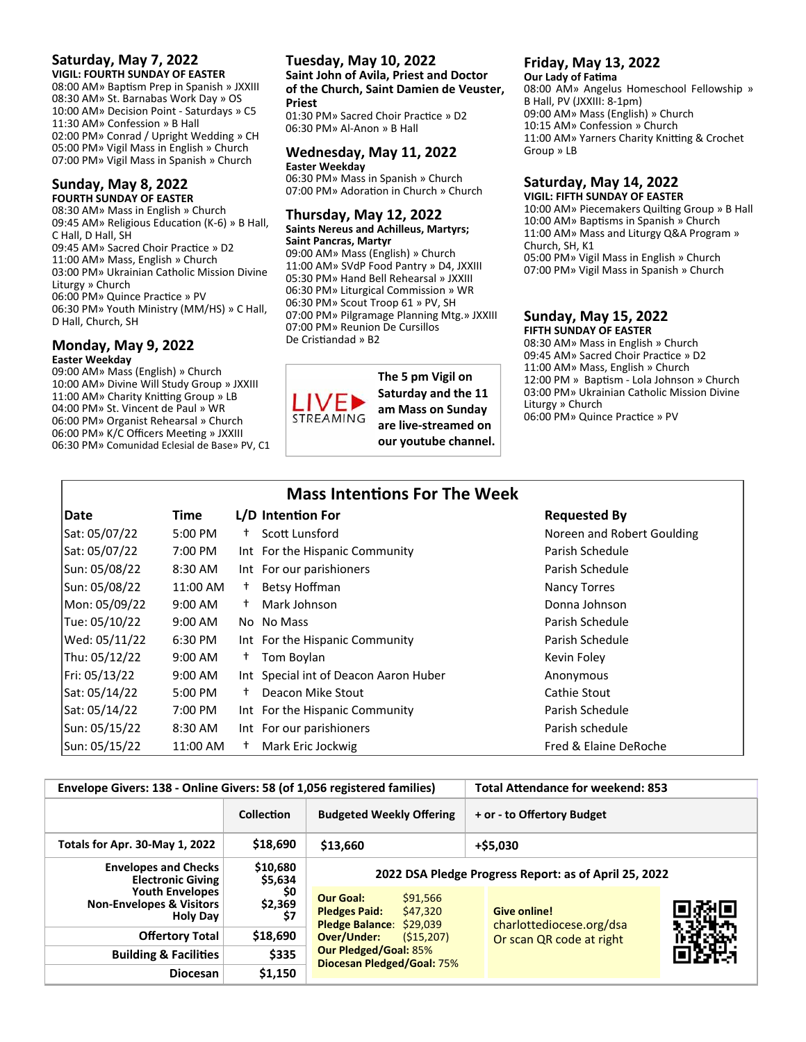## Saturday, May 7, 2022

**VIGIL: FOURTH SUNDAY OF EASTER**

08:00 AM» Baptism Prep in Spanish » JXXIII
08:30 AM» St. Barnabas Work Day » OS
10:00 AM» Decision Point - Saturdays » C5
11:30 AM» Confession » B Hall
02:00 PM» Conrad / Upright Wedding » CH
05:00 PM» Vigil Mass in English » Church
07:00 PM» Vigil Mass in Spanish » Church

## Sunday, May 8, 2022

**FOURTH SUNDAY OF EASTER**

08:30 AM» Mass in English » Church
09:45 AM» Religious Education (K-6) » B Hall, C Hall, D Hall, SH
09:45 AM» Sacred Choir Practice » D2
11:00 AM» Mass, English » Church
03:00 PM» Ukrainian Catholic Mission Divine Liturgy » Church
06:00 PM» Quince Practice » PV
06:30 PM» Youth Ministry (MM/HS) » C Hall, D Hall, Church, SH

## Monday, May 9, 2022

**Easter Weekday**

09:00 AM» Mass (English) » Church
10:00 AM» Divine Will Study Group » JXXIII
11:00 AM» Charity Knitting Group » LB
04:00 PM» St. Vincent de Paul » WR
06:00 PM» Organist Rehearsal » Church
06:00 PM» K/C Officers Meeting » JXXIII
06:30 PM» Comunidad Eclesial de Base» PV, C1

## Tuesday, May 10, 2022

**Saint John of Avila, Priest and Doctor of the Church, Saint Damien de Veuster, Priest**

01:30 PM» Sacred Choir Practice » D2
06:30 PM» Al-Anon » B Hall

## Wednesday, May 11, 2022

**Easter Weekday**

06:30 PM» Mass in Spanish » Church
07:00 PM» Adoration in Church » Church

## Thursday, May 12, 2022

**Saints Nereus and Achilleus, Martyrs; Saint Pancras, Martyr**

09:00 AM» Mass (English) » Church
11:00 AM» SVdP Food Pantry » D4, JXXIII
05:30 PM» Hand Bell Rehearsal » JXXIII
06:30 PM» Liturgical Commission » WR
06:30 PM» Scout Troop 61 » PV, SH
07:00 PM» Pilgramage Planning Mtg.» JXXIII
07:00 PM» Reunion De Cursillos De Cristiandad » B2

LIVE STREAMING

**The 5 pm Vigil on Saturday and the 11 am Mass on Sunday are live-streamed on our youtube channel.**

## Friday, May 13, 2022

**Our Lady of Fatima**

08:00 AM» Angelus Homeschool Fellowship » B Hall, PV (JXXIII: 8-1pm)
09:00 AM» Mass (English) » Church
10:15 AM» Confession » Church
11:00 AM» Yarners Charity Knitting & Crochet Group » LB

## Saturday, May 14, 2022

**VIGIL: FIFTH SUNDAY OF EASTER**

10:00 AM» Piecemakers Quilting Group » B Hall
10:00 AM» Baptisms in Spanish » Church
11:00 AM» Mass and Liturgy Q&A Program » Church, SH, K1
05:00 PM» Vigil Mass in English » Church
07:00 PM» Vigil Mass in Spanish » Church

## Sunday, May 15, 2022

**FIFTH SUNDAY OF EASTER**

08:30 AM» Mass in English » Church
09:45 AM» Sacred Choir Practice » D2
11:00 AM» Mass, English » Church
12:00 PM » Baptism - Lola Johnson » Church
03:00 PM» Ukrainian Catholic Mission Divine Liturgy » Church
06:00 PM» Quince Practice » PV

## Mass Intentions For The Week

| Date | Time | L/D | Intention For | Requested By |
|---|---|---|---|---|
| Sat: 05/07/22 | 5:00 PM | † | Scott Lunsford | Noreen and Robert Goulding |
| Sat: 05/07/22 | 7:00 PM | Int | For the Hispanic Community | Parish Schedule |
| Sun: 05/08/22 | 8:30 AM | Int | For our parishioners | Parish Schedule |
| Sun: 05/08/22 | 11:00 AM | † | Betsy Hoffman | Nancy Torres |
| Mon: 05/09/22 | 9:00 AM | † | Mark Johnson | Donna Johnson |
| Tue: 05/10/22 | 9:00 AM | No | No Mass | Parish Schedule |
| Wed: 05/11/22 | 6:30 PM | Int | For the Hispanic Community | Parish Schedule |
| Thu: 05/12/22 | 9:00 AM | † | Tom Boylan | Kevin Foley |
| Fri: 05/13/22 | 9:00 AM | Int | Special int of Deacon Aaron Huber | Anonymous |
| Sat: 05/14/22 | 5:00 PM | † | Deacon Mike Stout | Cathie Stout |
| Sat: 05/14/22 | 7:00 PM | Int | For the Hispanic Community | Parish Schedule |
| Sun: 05/15/22 | 8:30 AM | Int | For our parishioners | Parish schedule |
| Sun: 05/15/22 | 11:00 AM | † | Mark Eric Jockwig | Fred & Elaine DeRoche |

| Envelope Givers: 138 - Online Givers: 58 (of 1,056 registered families) | | | Total Attendance for weekend: 853 |
|---|---|---|---|
| | Collection | Budgeted Weekly Offering | + or - to Offertory Budget |
| Totals for Apr. 30-May 1, 2022 | $18,690 | $13,660 | +$5,030 |
| Envelopes and Checks | $10,680 | | |
| Electronic Giving | $5,634 | | |
| Youth Envelopes | $0 | | |
| Non-Envelopes & Visitors | $2,369 | | |
| Holy Day | $7 | | |
| Offertory Total | $18,690 | | |
| Building & Facilities | $335 | | |
| Diocesan | $1,150 | | |

**2022 DSA Pledge Progress Report: as of April 25, 2022**

**Our Goal:** $91,566
**Pledges Paid:** $47,320
**Pledge Balance:** $29,039
**Over/Under:** ($15,207)
**Our Pledged/Goal:** 85%
**Diocesan Pledged/Goal:** 75%

**Give online!**
charlottediocese.org/dsa
Or scan QR code at right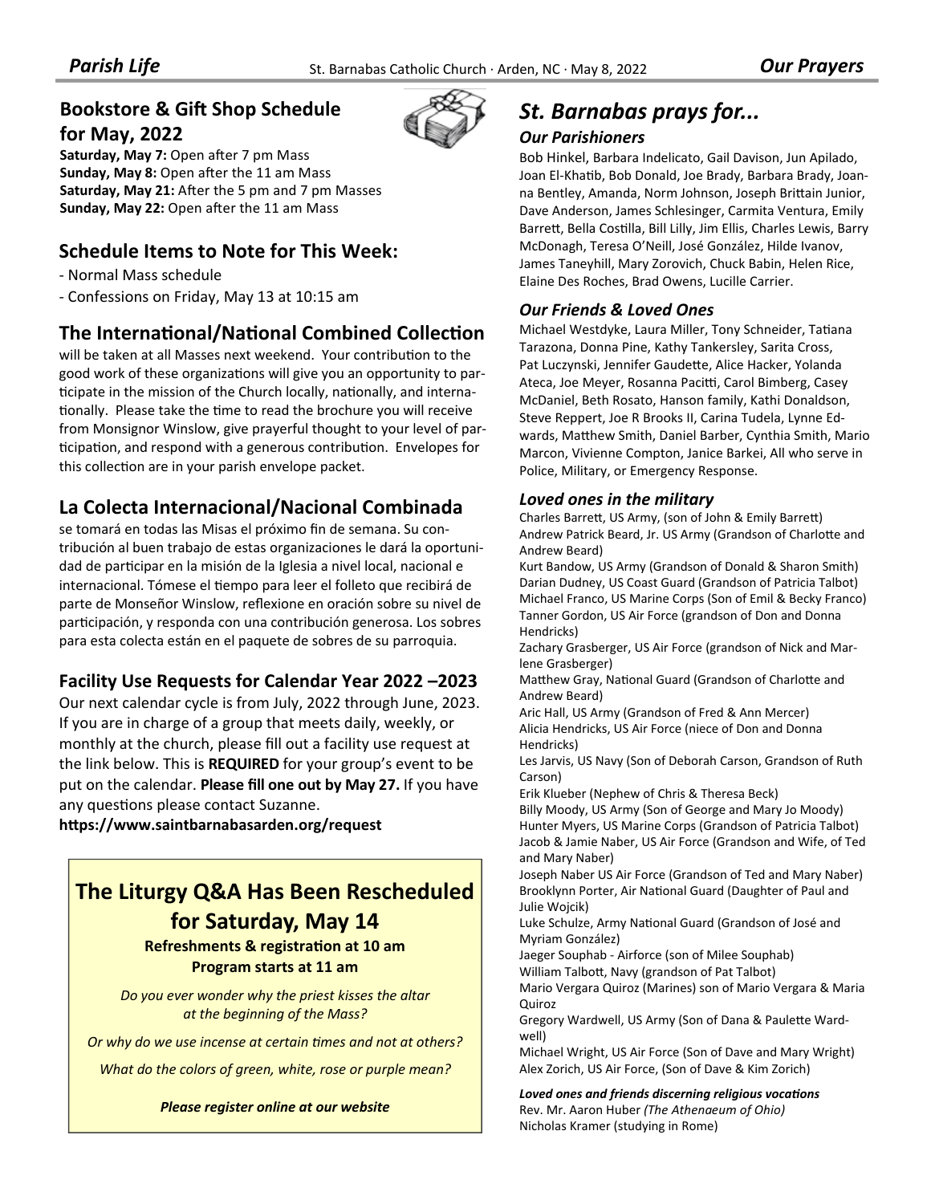## Bookstore & Gift Shop Schedule for May, 2022

**Saturday, May 7:** Open after 7 pm Mass
**Sunday, May 8:** Open after the 11 am Mass
**Saturday, May 21:** After the 5 pm and 7 pm Masses
**Sunday, May 22:** Open after the 11 am Mass

## Schedule Items to Note for This Week:

- Normal Mass schedule
- Confessions on Friday, May 13 at 10:15 am

## The International/National Combined Collection

will be taken at all Masses next weekend. Your contribution to the good work of these organizations will give you an opportunity to participate in the mission of the Church locally, nationally, and internationally. Please take the time to read the brochure you will receive from Monsignor Winslow, give prayerful thought to your level of participation, and respond with a generous contribution. Envelopes for this collection are in your parish envelope packet.

## La Colecta Internacional/Nacional Combinada

se tomará en todas las Misas el próximo fin de semana. Su contribución al buen trabajo de estas organizaciones le dará la oportunidad de participar en la misión de la Iglesia a nivel local, nacional e internacional. Tómese el tiempo para leer el folleto que recibirá de parte de Monseñor Winslow, reflexione en oración sobre su nivel de participación, y responda con una contribución generosa. Los sobres para esta colecta están en el paquete de sobres de su parroquia.

## Facility Use Requests for Calendar Year 2022 –2023

Our next calendar cycle is from July, 2022 through June, 2023. If you are in charge of a group that meets daily, weekly, or monthly at the church, please fill out a facility use request at the link below. This is **REQUIRED** for your group's event to be put on the calendar. **Please fill one out by May 27.** If you have any questions please contact Suzanne.
**https://www.saintbarnabasarden.org/request**

## The Liturgy Q&A Has Been Rescheduled for Saturday, May 14

**Refreshments & registration at 10 am**
**Program starts at 11 am**

*Do you ever wonder why the priest kisses the altar at the beginning of the Mass?*

*Or why do we use incense at certain times and not at others?*

*What do the colors of green, white, rose or purple mean?*

***Please register online at our website***

# St. Barnabas prays for...

### Our Parishioners

Bob Hinkel, Barbara Indelicato, Gail Davison, Jun Apilado, Joan El-Khatib, Bob Donald, Joe Brady, Barbara Brady, Joanna Bentley, Amanda, Norm Johnson, Joseph Brittain Junior, Dave Anderson, James Schlesinger, Carmita Ventura, Emily Barrett, Bella Costilla, Bill Lilly, Jim Ellis, Charles Lewis, Barry McDonagh, Teresa O'Neill, José González, Hilde Ivanov, James Taneyhill, Mary Zorovich, Chuck Babin, Helen Rice, Elaine Des Roches, Brad Owens, Lucille Carrier.

### Our Friends & Loved Ones

Michael Westdyke, Laura Miller, Tony Schneider, Tatiana Tarazona, Donna Pine, Kathy Tankersley, Sarita Cross, Pat Luczynski, Jennifer Gaudette, Alice Hacker, Yolanda Ateca, Joe Meyer, Rosanna Pacitti, Carol Bimberg, Casey McDaniel, Beth Rosato, Hanson family, Kathi Donaldson, Steve Reppert, Joe R Brooks II, Carina Tudela, Lynne Edwards, Matthew Smith, Daniel Barber, Cynthia Smith, Mario Marcon, Vivienne Compton, Janice Barkei, All who serve in Police, Military, or Emergency Response.

### Loved ones in the military

Charles Barrett, US Army, (son of John & Emily Barrett)
Andrew Patrick Beard, Jr. US Army (Grandson of Charlotte and Andrew Beard)
Kurt Bandow, US Army (Grandson of Donald & Sharon Smith)
Darian Dudney, US Coast Guard (Grandson of Patricia Talbot)
Michael Franco, US Marine Corps (Son of Emil & Becky Franco)
Tanner Gordon, US Air Force (grandson of Don and Donna Hendricks)
Zachary Grasberger, US Air Force (grandson of Nick and Marlene Grasberger)
Matthew Gray, National Guard (Grandson of Charlotte and Andrew Beard)
Aric Hall, US Army (Grandson of Fred & Ann Mercer)
Alicia Hendricks, US Air Force (niece of Don and Donna Hendricks)
Les Jarvis, US Navy (Son of Deborah Carson, Grandson of Ruth Carson)
Erik Klueber (Nephew of Chris & Theresa Beck)
Billy Moody, US Army (Son of George and Mary Jo Moody)
Hunter Myers, US Marine Corps (Grandson of Patricia Talbot)
Jacob & Jamie Naber, US Air Force (Grandson and Wife, of Ted and Mary Naber)
Joseph Naber US Air Force (Grandson of Ted and Mary Naber)
Brooklynn Porter, Air National Guard (Daughter of Paul and Julie Wojcik)
Luke Schulze, Army National Guard (Grandson of José and Myriam González)
Jaeger Souphab - Airforce (son of Milee Souphab)
William Talbott, Navy (grandson of Pat Talbot)
Mario Vergara Quiroz (Marines) son of Mario Vergara & Maria Quiroz
Gregory Wardwell, US Army (Son of Dana & Paulette Wardwell)
Michael Wright, US Air Force (Son of Dave and Mary Wright)
Alex Zorich, US Air Force, (Son of Dave & Kim Zorich)

***Loved ones and friends discerning religious vocations***

Rev. Mr. Aaron Huber *(The Athenaeum of Ohio)*
Nicholas Kramer (studying in Rome)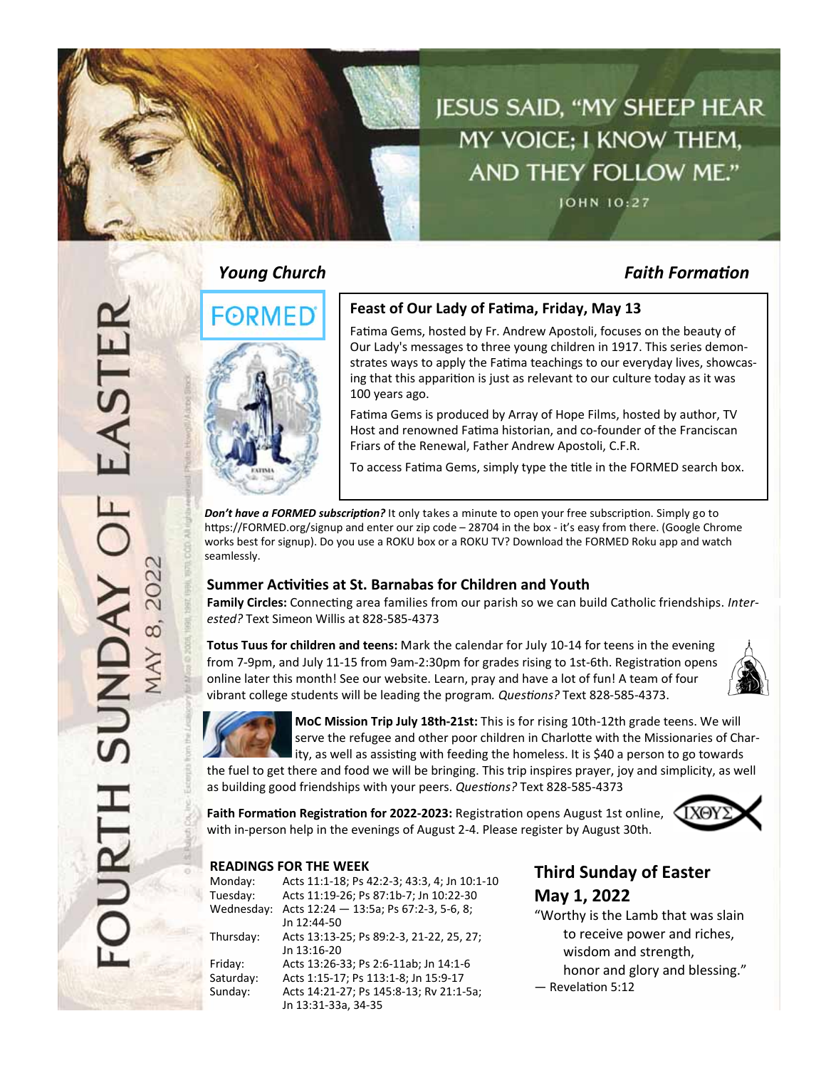JESUS SAID, "MY SHEEP HEAR MY VOICE; I KNOW THEM, AND THEY FOLLOW ME."

JOHN 10:27

FOURTH SUNDAY OF EASTER

MAY 8, 2022

## *Young Church* — *Faith Formation*

### Feast of Our Lady of Fatima, Friday, May 13

Fatima Gems, hosted by Fr. Andrew Apostoli, focuses on the beauty of Our Lady's messages to three young children in 1917. This series demonstrates ways to apply the Fatima teachings to our everyday lives, showcasing that this apparition is just as relevant to our culture today as it was 100 years ago.

Fatima Gems is produced by Array of Hope Films, hosted by author, TV Host and renowned Fatima historian, and co-founder of the Franciscan Friars of the Renewal, Father Andrew Apostoli, C.F.R.

To access Fatima Gems, simply type the title in the FORMED search box.

***Don't have a FORMED subscription?*** It only takes a minute to open your free subscription. Simply go to https://FORMED.org/signup and enter our zip code – 28704 in the box - it's easy from there. (Google Chrome works best for signup). Do you use a ROKU box or a ROKU TV? Download the FORMED Roku app and watch seamlessly.

### Summer Activities at St. Barnabas for Children and Youth

**Family Circles:** Connecting area families from our parish so we can build Catholic friendships. *Interested?* Text Simeon Willis at 828-585-4373

**Totus Tuus for children and teens:** Mark the calendar for July 10-14 for teens in the evening from 7-9pm, and July 11-15 from 9am-2:30pm for grades rising to 1st-6th. Registration opens online later this month! See our website. Learn, pray and have a lot of fun! A team of four vibrant college students will be leading the program. *Questions?* Text 828-585-4373.

**MoC Mission Trip July 18th-21st:** This is for rising 10th-12th grade teens. We will serve the refugee and other poor children in Charlotte with the Missionaries of Charity, as well as assisting with feeding the homeless. It is $40 a person to go towards the fuel to get there and food we will be bringing. This trip inspires prayer, joy and simplicity, as well as building good friendships with your peers. *Questions?* Text 828-585-4373

**Faith Formation Registration for 2022-2023:** Registration opens August 1st online, with in-person help in the evenings of August 2-4. Please register by August 30th.

### READINGS FOR THE WEEK

| | |
|---|---|
| Monday: | Acts 11:1-18; Ps 42:2-3; 43:3, 4; Jn 10:1-10 |
| Tuesday: | Acts 11:19-26; Ps 87:1b-7; Jn 10:22-30 |
| Wednesday: | Acts 12:24 — 13:5a; Ps 67:2-3, 5-6, 8; Jn 12:44-50 |
| Thursday: | Acts 13:13-25; Ps 89:2-3, 21-22, 25, 27; Jn 13:16-20 |
| Friday: | Acts 13:26-33; Ps 2:6-11ab; Jn 14:1-6 |
| Saturday: | Acts 1:15-17; Ps 113:1-8; Jn 15:9-17 |
| Sunday: | Acts 14:21-27; Ps 145:8-13; Rv 21:1-5a; Jn 13:31-33a, 34-35 |

### Third Sunday of Easter
### May 1, 2022

"Worthy is the Lamb that was slain
to receive power and riches,
wisdom and strength,
honor and glory and blessing."
— Revelation 5:12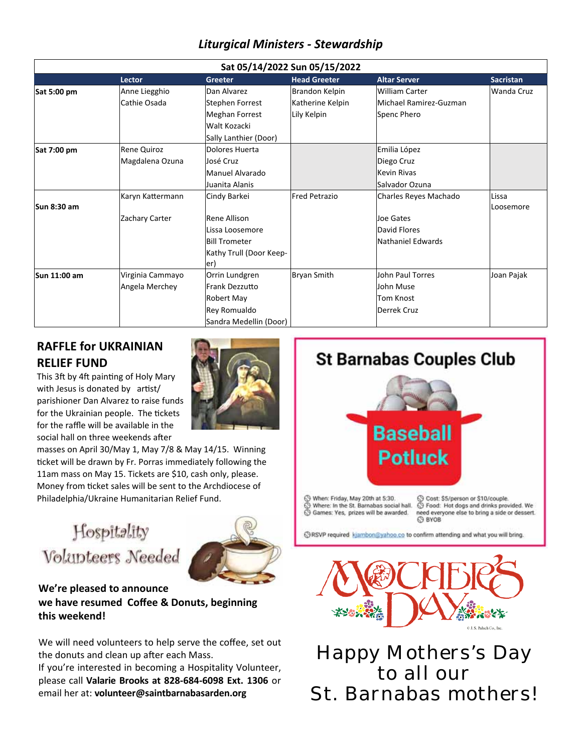## *Liturgical Ministers - Stewardship*

| Sat 05/14/2022 Sun 05/15/2022 | | | | | |
|---|---|---|---|---|---|
| | **Lector** | **Greeter** | **Head Greeter** | **Altar Server** | **Sacristan** |
| **Sat 5:00 pm** | Anne Liegghio<br>Cathie Osada | Dan Alvarez<br>Stephen Forrest<br>Meghan Forrest<br>Walt Kozacki<br>Sally Lanthier (Door) | Brandon Kelpin<br>Katherine Kelpin<br>Lily Kelpin | William Carter<br>Michael Ramirez-Guzman<br>Spenc Phero | Wanda Cruz |
| **Sat 7:00 pm** | Rene Quiroz<br>Magdalena Ozuna | Dolores Huerta<br>José Cruz<br>Manuel Alvarado<br>Juanita Alanis | | Emilia López<br>Diego Cruz<br>Kevin Rivas<br>Salvador Ozuna | |
| **Sun 8:30 am** | Karyn Kattermann<br>Zachary Carter | Cindy Barkei<br>Rene Allison<br>Lissa Loosemore<br>Bill Trometer<br>Kathy Trull (Door Keeper) | Fred Petrazio | Charles Reyes Machado<br>Joe Gates<br>David Flores<br>Nathaniel Edwards | Lissa Loosemore |
| **Sun 11:00 am** | Virginia Cammayo<br>Angela Merchey | Orrin Lundgren<br>Frank Dezzutto<br>Robert May<br>Rey Romualdo<br>Sandra Medellin (Door) | Bryan Smith | John Paul Torres<br>John Muse<br>Tom Knost<br>Derrek Cruz | Joan Pajak |

## RAFFLE for UKRAINIAN RELIEF FUND

This 3ft by 4ft painting of Holy Mary with Jesus is donated by artist/ parishioner Dan Alvarez to raise funds for the Ukrainian people. The tickets for the raffle will be available in the social hall on three weekends after masses on April 30/May 1, May 7/8 & May 14/15. Winning ticket will be drawn by Fr. Porras immediately following the 11am mass on May 15. Tickets are $10, cash only, please. Money from ticket sales will be sent to the Archdiocese of Philadelphia/Ukraine Humanitarian Relief Fund.

## Hospitality Volunteers Needed

**We're pleased to announce we have resumed Coffee & Donuts, beginning this weekend!**

We will need volunteers to help serve the coffee, set out the donuts and clean up after each Mass.
If you're interested in becoming a Hospitality Volunteer, please call **Valarie Brooks at 828-684-6098 Ext. 1306** or email her at: **volunteer@saintbarnabasarden.org**

## St Barnabas Couples Club

### Baseball Potluck

- When: Friday, May 20th at 5:30.
- Where: In the St. Barnabas social hall.
- Games: Yes, prizes will be awarded.
- Cost: $5/person or $10/couple.
- Food: Hot dogs and drinks provided. We need everyone else to bring a side or dessert.
- BYOB

RSVP required kjambon@yahoo.co to confirm attending and what you will bring.

## Mother's Day

© J.S. Paluch Co., Inc.

Happy Mothers's Day
to all our
St. Barnabas mothers!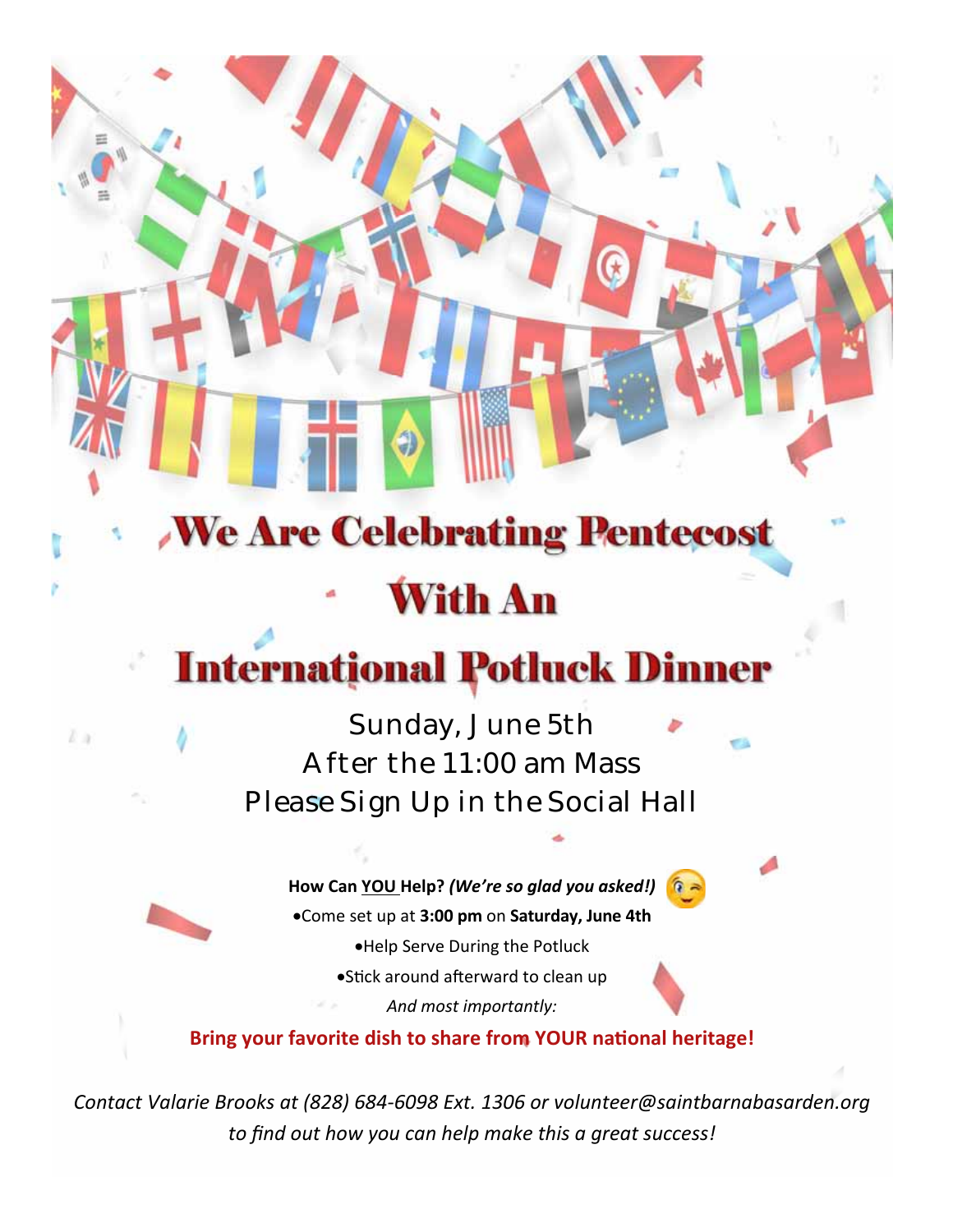# We Are Celebrating Pentecost With An International Potluck Dinner

Sunday, June 5th
After the 11:00 am Mass
Please Sign Up in the Social Hall

**How Can YOU Help?** ***(We're so glad you asked!)***

- Come set up at **3:00 pm** on **Saturday, June 4th**
- Help Serve During the Potluck
- Stick around afterward to clean up

*And most importantly:*

**Bring your favorite dish to share from YOUR national heritage!**

*Contact Valarie Brooks at (828) 684-6098 Ext. 1306 or volunteer@saintbarnabasarden.org to find out how you can help make this a great success!*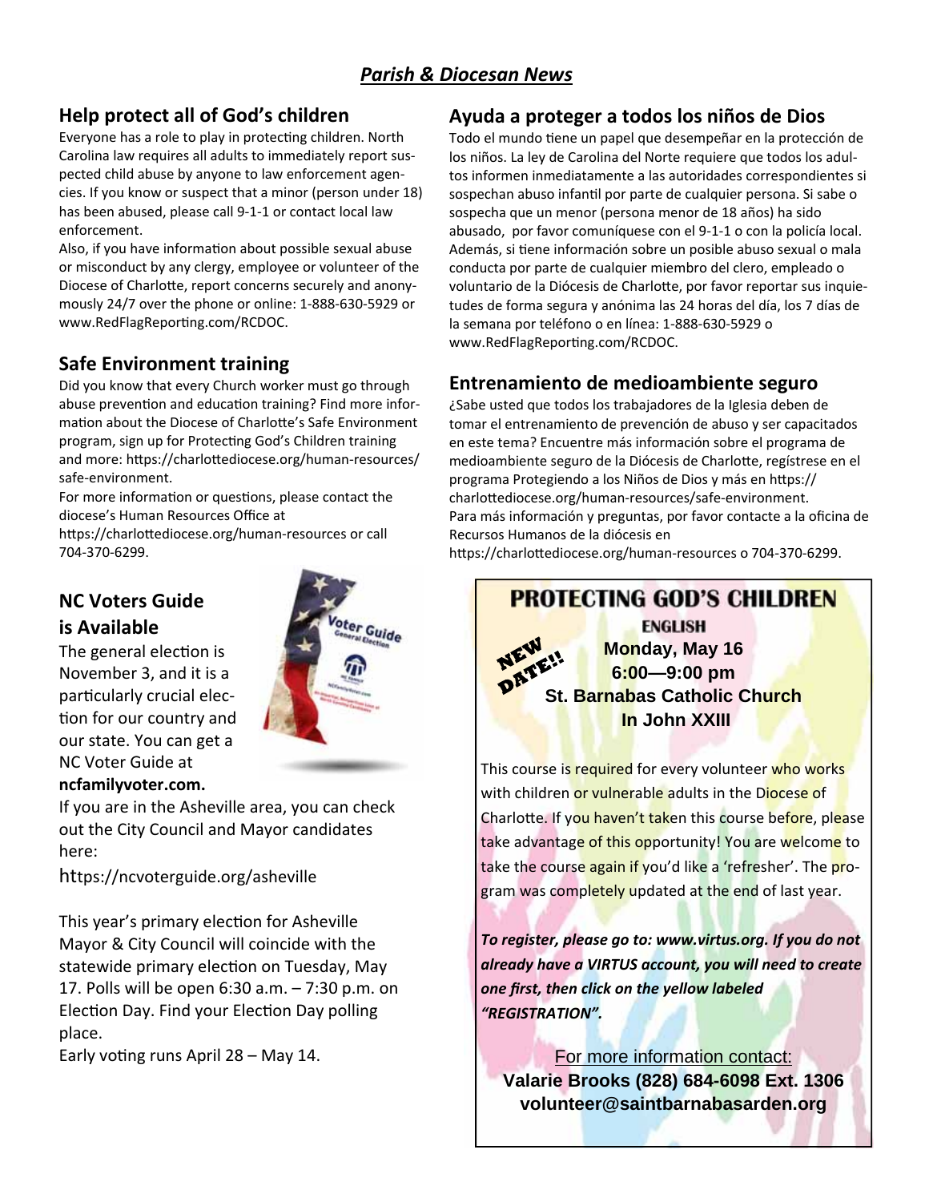## *Parish & Diocesan News*

### Help protect all of God's children

Everyone has a role to play in protecting children. North Carolina law requires all adults to immediately report suspected child abuse by anyone to law enforcement agencies. If you know or suspect that a minor (person under 18) has been abused, please call 9-1-1 or contact local law enforcement.

Also, if you have information about possible sexual abuse or misconduct by any clergy, employee or volunteer of the Diocese of Charlotte, report concerns securely and anonymously 24/7 over the phone or online: 1-888-630-5929 or www.RedFlagReporting.com/RCDOC.

### Safe Environment training

Did you know that every Church worker must go through abuse prevention and education training? Find more information about the Diocese of Charlotte's Safe Environment program, sign up for Protecting God's Children training and more: https://charlottediocese.org/human-resources/safe-environment.

For more information or questions, please contact the diocese's Human Resources Office at https://charlottediocese.org/human-resources or call 704-370-6299.

### NC Voters Guide is Available

The general election is November 3, and it is a particularly crucial election for our country and our state. You can get a NC Voter Guide at **ncfamilyvoter.com.**

If you are in the Asheville area, you can check out the City Council and Mayor candidates here:

https://ncvoterguide.org/asheville

This year's primary election for Asheville Mayor & City Council will coincide with the statewide primary election on Tuesday, May 17. Polls will be open 6:30 a.m. – 7:30 p.m. on Election Day. Find your Election Day polling place.

Early voting runs April 28 – May 14.

### Ayuda a proteger a todos los niños de Dios

Todo el mundo tiene un papel que desempeñar en la protección de los niños. La ley de Carolina del Norte requiere que todos los adultos informen inmediatamente a las autoridades correspondientes si sospechan abuso infantil por parte de cualquier persona. Si sabe o sospecha que un menor (persona menor de 18 años) ha sido abusado, por favor comuníquese con el 9-1-1 o con la policía local. Además, si tiene información sobre un posible abuso sexual o mala conducta por parte de cualquier miembro del clero, empleado o voluntario de la Diócesis de Charlotte, por favor reportar sus inquietudes de forma segura y anónima las 24 horas del día, los 7 días de la semana por teléfono o en línea: 1-888-630-5929 o www.RedFlagReporting.com/RCDOC.

### Entrenamiento de medioambiente seguro

¿Sabe usted que todos los trabajadores de la Iglesia deben de tomar el entrenamiento de prevención de abuso y ser capacitados en este tema? Encuentre más información sobre el programa de medioambiente seguro de la Diócesis de Charlotte, regístrese en el programa Protegiendo a los Niños de Dios y más en https://charlottediocese.org/human-resources/safe-environment.

Para más información y preguntas, por favor contacte a la oficina de Recursos Humanos de la diócesis en https://charlottediocese.org/human-resources o 704-370-6299.

### PROTECTING GOD'S CHILDREN

**ENGLISH**

NEW DATE!!

**Monday, May 16**
**6:00—9:00 pm**
**St. Barnabas Catholic Church**
**In John XXIII**

This course is required for every volunteer who works with children or vulnerable adults in the Diocese of Charlotte. If you haven't taken this course before, please take advantage of this opportunity! You are welcome to take the course again if you'd like a 'refresher'. The program was completely updated at the end of last year.

***To register, please go to: www.virtus.org. If you do not already have a VIRTUS account, you will need to create one first, then click on the yellow labeled "REGISTRATION".***

For more information contact:
**Valarie Brooks (828) 684-6098 Ext. 1306**
**volunteer@saintbarnabasarden.org**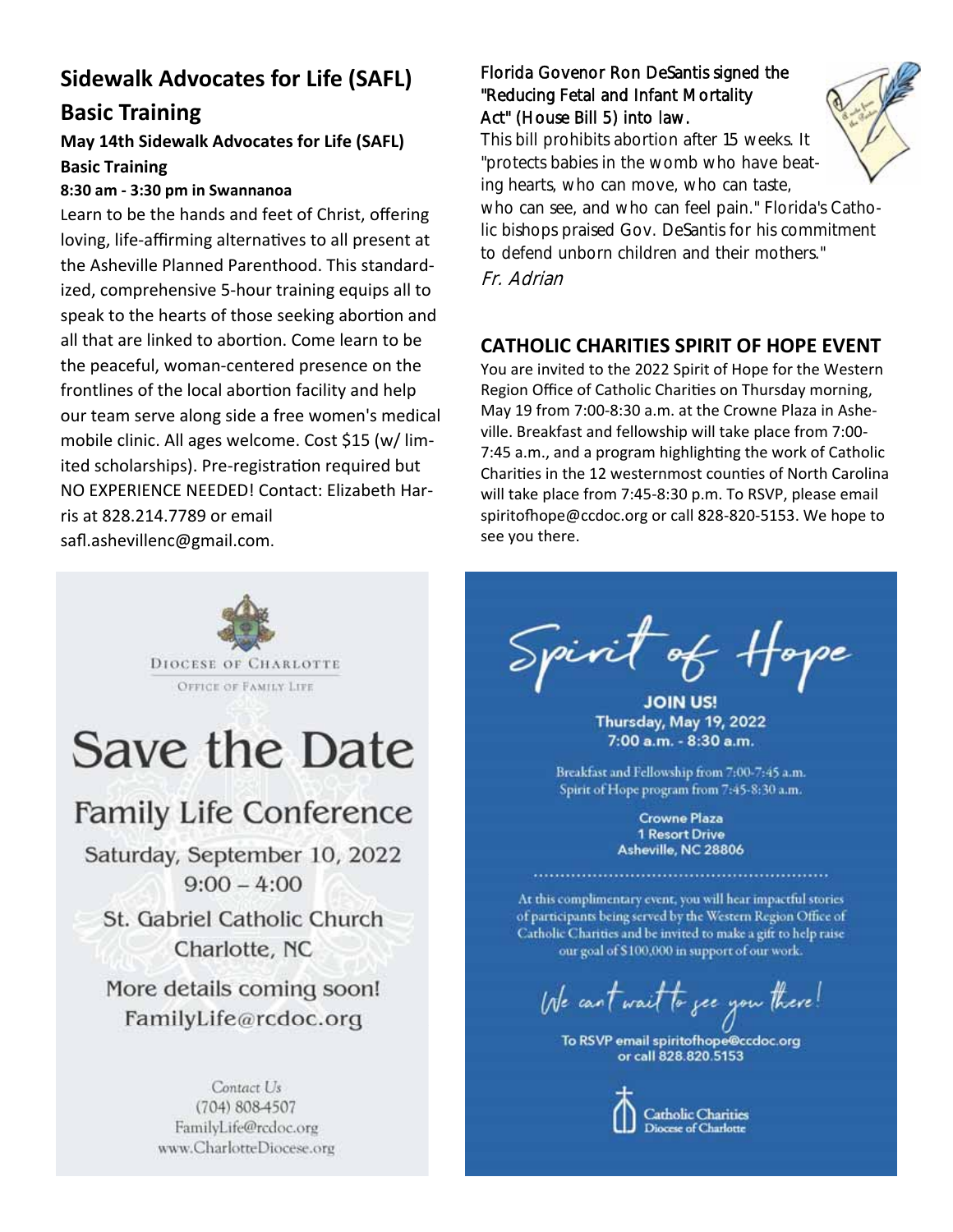## Sidewalk Advocates for Life (SAFL) Basic Training

**May 14th Sidewalk Advocates for Life (SAFL) Basic Training**

**8:30 am - 3:30 pm in Swannanoa**

Learn to be the hands and feet of Christ, offering loving, life-affirming alternatives to all present at the Asheville Planned Parenthood. This standardized, comprehensive 5-hour training equips all to speak to the hearts of those seeking abortion and all that are linked to abortion. Come learn to be the peaceful, woman-centered presence on the frontlines of the local abortion facility and help our team serve along side a free women's medical mobile clinic. All ages welcome. Cost $15 (w/ limited scholarships). Pre-registration required but NO EXPERIENCE NEEDED! Contact: Elizabeth Harris at 828.214.7789 or email safl.ashevillenc@gmail.com.

Florida Govenor Ron DeSantis signed the "Reducing Fetal and Infant Mortality Act" (House Bill 5) into law.

This bill prohibits abortion after 15 weeks. It "protects babies in the womb who have beating hearts, who can move, who can taste, who can see, and who can feel pain." Florida's Catholic bishops praised Gov. DeSantis for his commitment to defend unborn children and their mothers."

*Fr. Adrian*

## CATHOLIC CHARITIES SPIRIT OF HOPE EVENT

You are invited to the 2022 Spirit of Hope for the Western Region Office of Catholic Charities on Thursday morning, May 19 from 7:00-8:30 a.m. at the Crowne Plaza in Asheville. Breakfast and fellowship will take place from 7:00-7:45 a.m., and a program highlighting the work of Catholic Charities in the 12 westernmost counties of North Carolina will take place from 7:45-8:30 p.m. To RSVP, please email spiritofhope@ccdoc.org or call 828-820-5153. We hope to see you there.

DIOCESE OF CHARLOTTE

OFFICE OF FAMILY LIFE

# Save the Date

## Family Life Conference

Saturday, September 10, 2022

9:00 – 4:00

St. Gabriel Catholic Church

Charlotte, NC

More details coming soon!

FamilyLife@rcdoc.org

*Contact Us*

(704) 808-4507

FamilyLife@rcdoc.org

www.CharlotteDiocese.org

# Spirit of Hope

**JOIN US!**

**Thursday, May 19, 2022**

**7:00 a.m. - 8:30 a.m.**

Breakfast and Fellowship from 7:00-7:45 a.m.

Spirit of Hope program from 7:45-8:30 a.m.

**Crowne Plaza**

**1 Resort Drive**

**Asheville, NC 28806**

At this complimentary event, you will hear impactful stories of participants being served by the Western Region Office of Catholic Charities and be invited to make a gift to help raise our goal of $100,000 in support of our work.

*We can't wait to see you there!*

**To RSVP email spiritofhope@ccdoc.org or call 828.820.5153**

Catholic Charities

Diocese of Charlotte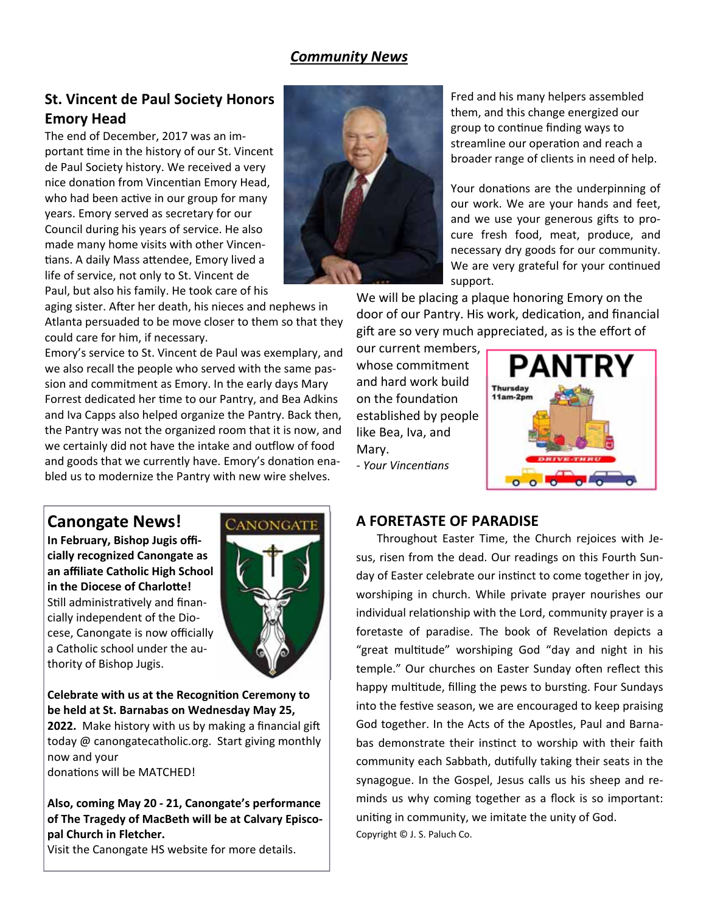## *Community News*

### St. Vincent de Paul Society Honors Emory Head

The end of December, 2017 was an important time in the history of our St. Vincent de Paul Society history. We received a very nice donation from Vincentian Emory Head, who had been active in our group for many years. Emory served as secretary for our Council during his years of service. He also made many home visits with other Vincentians. A daily Mass attendee, Emory lived a life of service, not only to St. Vincent de Paul, but also his family. He took care of his aging sister. After her death, his nieces and nephews in Atlanta persuaded to be move closer to them so that they could care for him, if necessary.

Emory's service to St. Vincent de Paul was exemplary, and we also recall the people who served with the same passion and commitment as Emory. In the early days Mary Forrest dedicated her time to our Pantry, and Bea Adkins and Iva Capps also helped organize the Pantry. Back then, the Pantry was not the organized room that it is now, and we certainly did not have the intake and outflow of food and goods that we currently have. Emory's donation enabled us to modernize the Pantry with new wire shelves. Fred and his many helpers assembled them, and this change energized our group to continue finding ways to streamline our operation and reach a broader range of clients in need of help.

Your donations are the underpinning of our work. We are your hands and feet, and we use your generous gifts to procure fresh food, meat, produce, and necessary dry goods for our community. We are very grateful for your continued support.

We will be placing a plaque honoring Emory on the door of our Pantry. His work, dedication, and financial gift are so very much appreciated, as is the effort of our current members, whose commitment and hard work build on the foundation established by people like Bea, Iva, and Mary.

*- Your Vincentians*

PANTRY
Thursday 11am-2pm
DRIVE-THRU

## Canongate News!

**In February, Bishop Jugis officially recognized Canongate as an affiliate Catholic High School in the Diocese of Charlotte!** Still administratively and financially independent of the Diocese, Canongate is now officially a Catholic school under the authority of Bishop Jugis.

**Celebrate with us at the Recognition Ceremony to be held at St. Barnabas on Wednesday May 25, 2022.** Make history with us by making a financial gift today @ canongatecatholic.org. Start giving monthly now and your donations will be MATCHED!

**Also, coming May 20 - 21, Canongate's performance of The Tragedy of MacBeth will be at Calvary Episcopal Church in Fletcher.**
Visit the Canongate HS website for more details.

### A FORETASTE OF PARADISE

Throughout Easter Time, the Church rejoices with Jesus, risen from the dead. Our readings on this Fourth Sunday of Easter celebrate our instinct to come together in joy, worshiping in church. While private prayer nourishes our individual relationship with the Lord, community prayer is a foretaste of paradise. The book of Revelation depicts a "great multitude" worshiping God "day and night in his temple." Our churches on Easter Sunday often reflect this happy multitude, filling the pews to bursting. Four Sundays into the festive season, we are encouraged to keep praising God together. In the Acts of the Apostles, Paul and Barnabas demonstrate their instinct to worship with their faith community each Sabbath, dutifully taking their seats in the synagogue. In the Gospel, Jesus calls us his sheep and reminds us why coming together as a flock is so important: uniting in community, we imitate the unity of God.

Copyright © J. S. Paluch Co.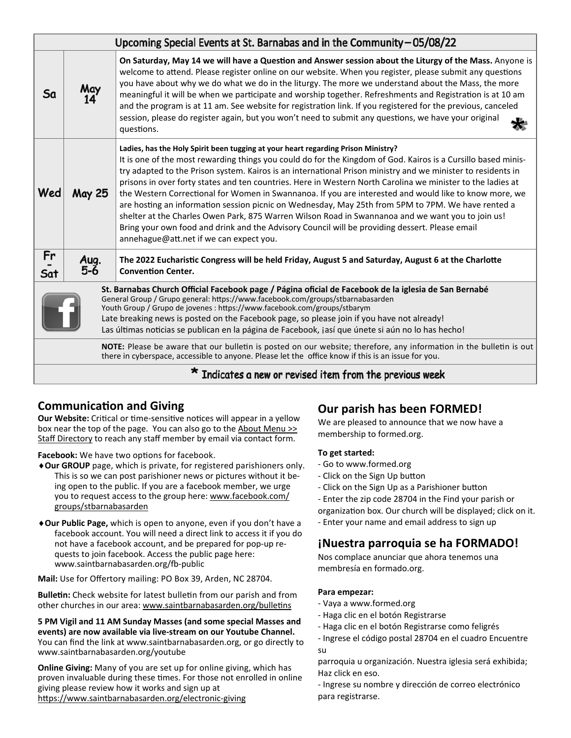| Upcoming Special Events at St. Barnabas and in the Community – 05/08/22 | | |
|---|---|---|
| Sa | May 14 | **On Saturday, May 14 we will have a Question and Answer session about the Liturgy of the Mass.** Anyone is welcome to attend. Please register online on our website. When you register, please submit any questions you have about why we do what we do in the liturgy. The more we understand about the Mass, the more meaningful it will be when we participate and worship together. Refreshments and Registration is at 10 am and the program is at 11 am. See website for registration link. If you registered for the previous, canceled session, please do register again, but you won't need to submit any questions, we have your original questions. * |
| Wed | May 25 | **Ladies, has the Holy Spirit been tugging at your heart regarding Prison Ministry?** It is one of the most rewarding things you could do for the Kingdom of God. Kairos is a Cursillo based ministry adapted to the Prison system. Kairos is an international Prison ministry and we minister to residents in prisons in over forty states and ten countries. Here in Western North Carolina we minister to the ladies at the Western Correctional for Women in Swannanoa. If you are interested and would like to know more, we are hosting an information session picnic on Wednesday, May 25th from 5PM to 7PM. We have rented a shelter at the Charles Owen Park, 875 Warren Wilson Road in Swannanoa and we want you to join us! Bring your own food and drink and the Advisory Council will be providing dessert. Please email annehague@att.net if we can expect you. |
| Fr - Sat | Aug. 5-6 | **The 2022 Eucharistic Congress will be held Friday, August 5 and Saturday, August 6 at the Charlotte Convention Center.** |

**St. Barnabas Church Official Facebook page / Página oficial de Facebook de la iglesia de San Bernabé**
General Group / Grupo general: https://www.facebook.com/groups/stbarnabasarden
Youth Group / Grupo de jovenes : https://www.facebook.com/groups/stbarym
Late breaking news is posted on the Facebook page, so please join if you have not already!
Las últimas noticias se publican en la página de Facebook, ¡así que únete si aún no lo has hecho!

**NOTE:** Please be aware that our bulletin is posted on our website; therefore, any information in the bulletin is out there in cyberspace, accessible to anyone. Please let the office know if this is an issue for you.

\* Indicates a new or revised item from the previous week

## Communication and Giving

**Our Website:** Critical or time-sensitive notices will appear in a yellow box near the top of the page. You can also go to the About Menu >> Staff Directory to reach any staff member by email via contact form.

**Facebook:** We have two options for facebook.

- **Our GROUP** page, which is private, for registered parishioners only. This is so we can post parishioner news or pictures without it being open to the public. If you are a facebook member, we urge you to request access to the group here: www.facebook.com/groups/stbarnabasarden
- **Our Public Page,** which is open to anyone, even if you don't have a facebook account. You will need a direct link to access it if you do not have a facebook account, and be prepared for pop-up requests to join facebook. Access the public page here: www.saintbarnabasarden.org/fb-public

**Mail:** Use for Offertory mailing: PO Box 39, Arden, NC 28704.

**Bulletin:** Check website for latest bulletin from our parish and from other churches in our area: www.saintbarnabasarden.org/bulletins

**5 PM Vigil and 11 AM Sunday Masses (and some special Masses and events) are now available via live-stream on our Youtube Channel.** You can find the link at www.saintbarnabasarden.org, or go directly to www.saintbarnabasarden.org/youtube

**Online Giving:** Many of you are set up for online giving, which has proven invaluable during these times. For those not enrolled in online giving please review how it works and sign up at https://www.saintbarnabasarden.org/electronic-giving

## Our parish has been FORMED!

We are pleased to announce that we now have a membership to formed.org.

**To get started:**

- Go to www.formed.org
- Click on the Sign Up button
- Click on the Sign Up as a Parishioner button
- Enter the zip code 28704 in the Find your parish or organization box. Our church will be displayed; click on it.
- Enter your name and email address to sign up

## ¡Nuestra parroquia se ha FORMADO!

Nos complace anunciar que ahora tenemos una membresía en formado.org.

**Para empezar:**

- Vaya a www.formed.org
- Haga clic en el botón Registrarse
- Haga clic en el botón Registrarse como feligrés
- Ingrese el código postal 28704 en el cuadro Encuentre su parroquia u organización. Nuestra iglesia será exhibida; Haz click en eso.
- Ingrese su nombre y dirección de correo electrónico para registrarse.